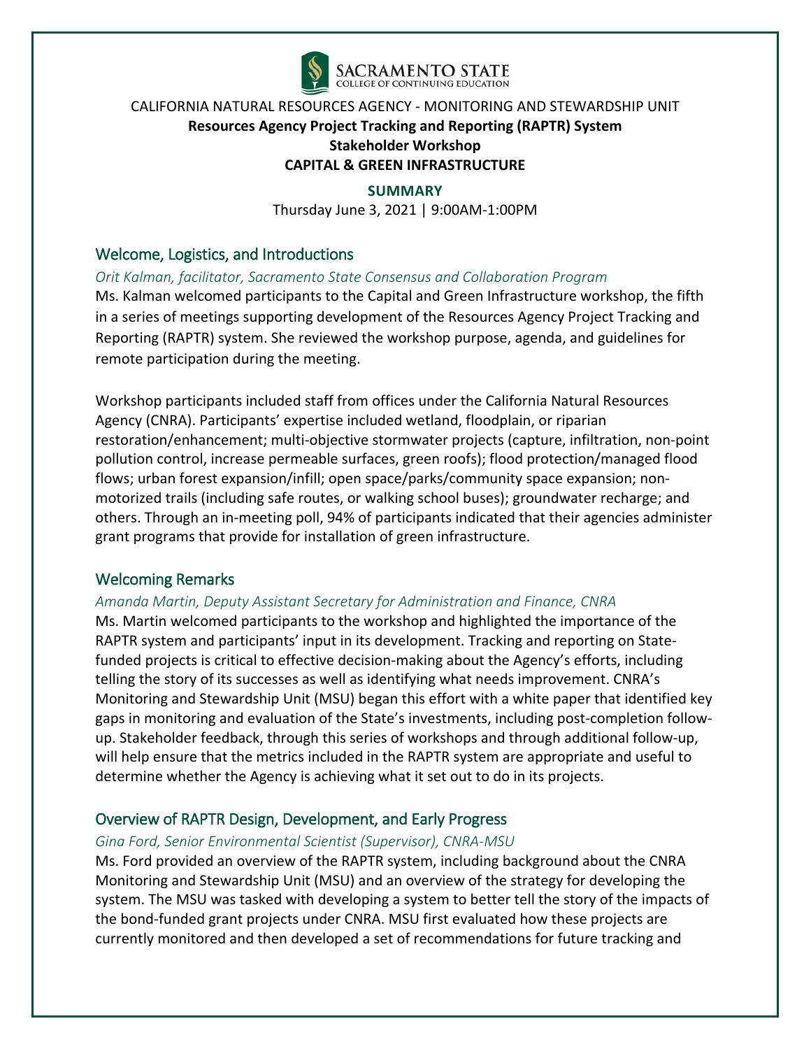SACRAMENTO STATE
COLLEGE OF CONTINUING EDUCATION

CALIFORNIA NATURAL RESOURCES AGENCY - MONITORING AND STEWARDSHIP UNIT

**Resources Agency Project Tracking and Reporting (RAPTR) System**

**Stakeholder Workshop**

**CAPITAL & GREEN INFRASTRUCTURE**

**SUMMARY**

Thursday June 3, 2021 | 9:00AM-1:00PM

## Welcome, Logistics, and Introductions

*Orit Kalman, facilitator, Sacramento State Consensus and Collaboration Program*

Ms. Kalman welcomed participants to the Capital and Green Infrastructure workshop, the fifth in a series of meetings supporting development of the Resources Agency Project Tracking and Reporting (RAPTR) system. She reviewed the workshop purpose, agenda, and guidelines for remote participation during the meeting.

Workshop participants included staff from offices under the California Natural Resources Agency (CNRA). Participants' expertise included wetland, floodplain, or riparian restoration/enhancement; multi-objective stormwater projects (capture, infiltration, non-point pollution control, increase permeable surfaces, green roofs); flood protection/managed flood flows; urban forest expansion/infill; open space/parks/community space expansion; non-motorized trails (including safe routes, or walking school buses); groundwater recharge; and others. Through an in-meeting poll, 94% of participants indicated that their agencies administer grant programs that provide for installation of green infrastructure.

## Welcoming Remarks

*Amanda Martin, Deputy Assistant Secretary for Administration and Finance, CNRA*

Ms. Martin welcomed participants to the workshop and highlighted the importance of the RAPTR system and participants' input in its development. Tracking and reporting on State-funded projects is critical to effective decision-making about the Agency's efforts, including telling the story of its successes as well as identifying what needs improvement. CNRA's Monitoring and Stewardship Unit (MSU) began this effort with a white paper that identified key gaps in monitoring and evaluation of the State's investments, including post-completion follow-up. Stakeholder feedback, through this series of workshops and through additional follow-up, will help ensure that the metrics included in the RAPTR system are appropriate and useful to determine whether the Agency is achieving what it set out to do in its projects.

## Overview of RAPTR Design, Development, and Early Progress

*Gina Ford, Senior Environmental Scientist (Supervisor), CNRA-MSU*

Ms. Ford provided an overview of the RAPTR system, including background about the CNRA Monitoring and Stewardship Unit (MSU) and an overview of the strategy for developing the system. The MSU was tasked with developing a system to better tell the story of the impacts of the bond-funded grant projects under CNRA. MSU first evaluated how these projects are currently monitored and then developed a set of recommendations for future tracking and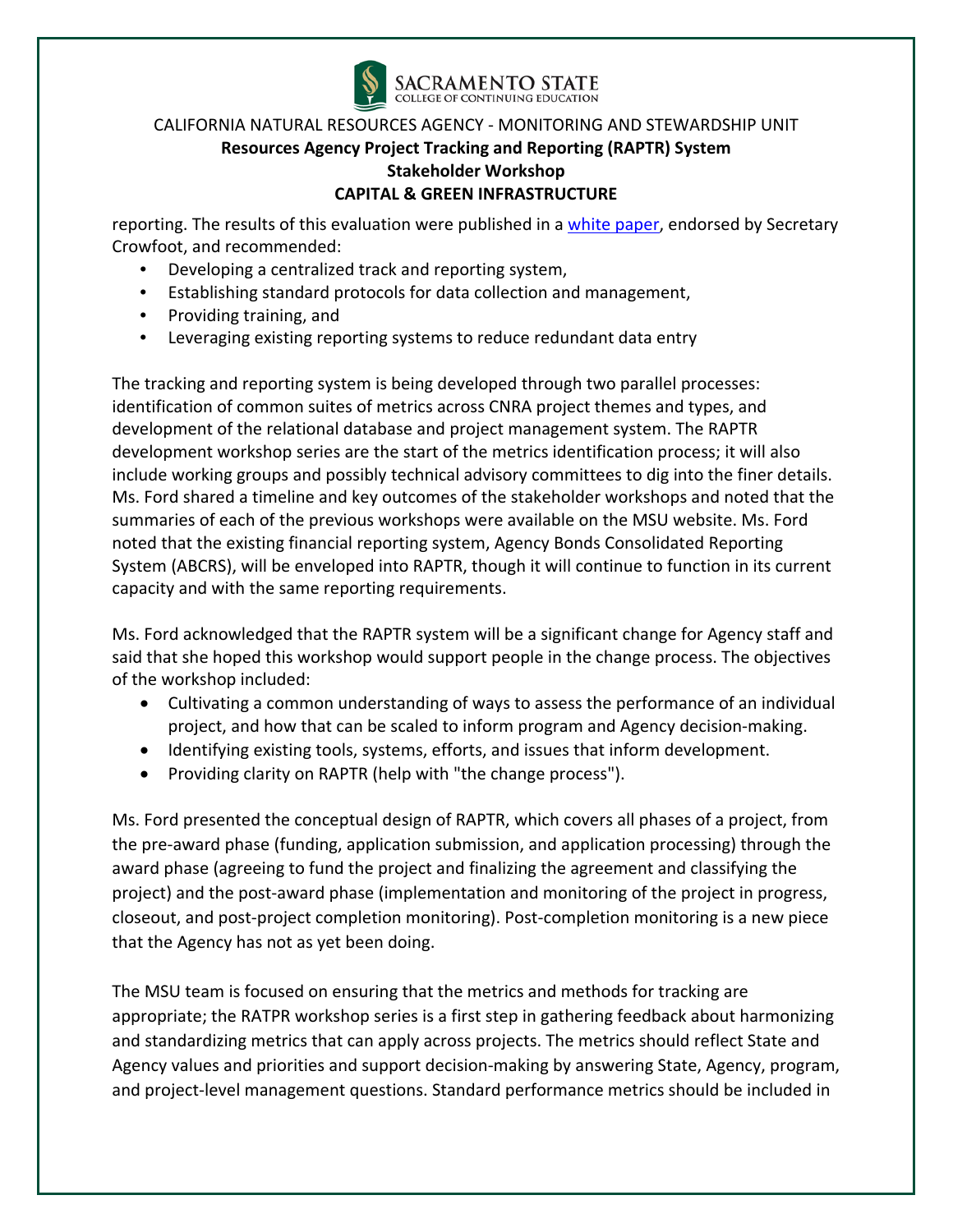reporting. The results of this evaluation were published in a [white paper](), endorsed by Secretary Crowfoot, and recommended:

- Developing a centralized track and reporting system,
- Establishing standard protocols for data collection and management,
- Providing training, and
- Leveraging existing reporting systems to reduce redundant data entry

The tracking and reporting system is being developed through two parallel processes: identification of common suites of metrics across CNRA project themes and types, and development of the relational database and project management system. The RAPTR development workshop series are the start of the metrics identification process; it will also include working groups and possibly technical advisory committees to dig into the finer details. Ms. Ford shared a timeline and key outcomes of the stakeholder workshops and noted that the summaries of each of the previous workshops were available on the MSU website. Ms. Ford noted that the existing financial reporting system, Agency Bonds Consolidated Reporting System (ABCRS), will be enveloped into RAPTR, though it will continue to function in its current capacity and with the same reporting requirements.

Ms. Ford acknowledged that the RAPTR system will be a significant change for Agency staff and said that she hoped this workshop would support people in the change process. The objectives of the workshop included:

- Cultivating a common understanding of ways to assess the performance of an individual project, and how that can be scaled to inform program and Agency decision-making.
- Identifying existing tools, systems, efforts, and issues that inform development.
- Providing clarity on RAPTR (help with "the change process").

Ms. Ford presented the conceptual design of RAPTR, which covers all phases of a project, from the pre-award phase (funding, application submission, and application processing) through the award phase (agreeing to fund the project and finalizing the agreement and classifying the project) and the post-award phase (implementation and monitoring of the project in progress, closeout, and post-project completion monitoring). Post-completion monitoring is a new piece that the Agency has not as yet been doing.

The MSU team is focused on ensuring that the metrics and methods for tracking are appropriate; the RATPR workshop series is a first step in gathering feedback about harmonizing and standardizing metrics that can apply across projects. The metrics should reflect State and Agency values and priorities and support decision-making by answering State, Agency, program, and project-level management questions. Standard performance metrics should be included in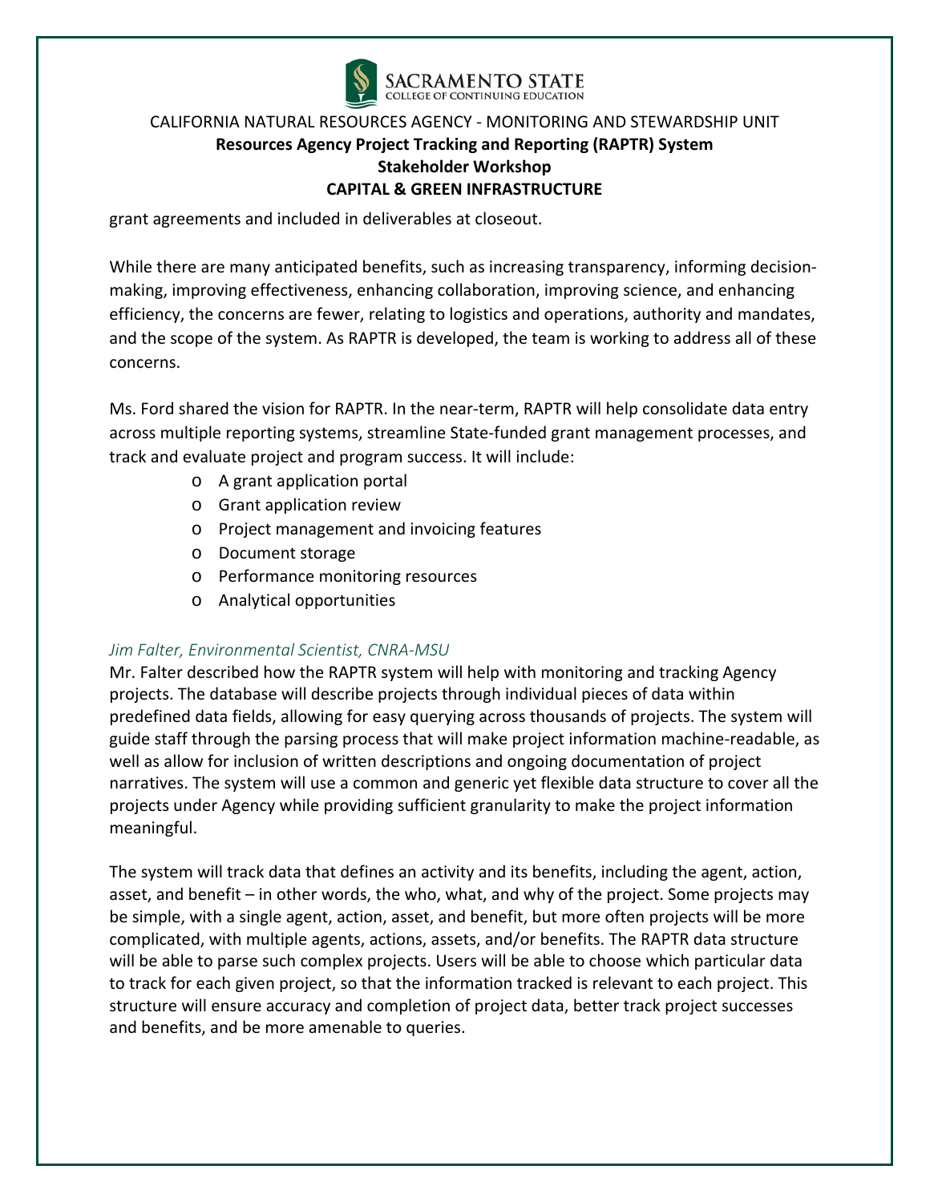grant agreements and included in deliverables at closeout.

While there are many anticipated benefits, such as increasing transparency, informing decision-making, improving effectiveness, enhancing collaboration, improving science, and enhancing efficiency, the concerns are fewer, relating to logistics and operations, authority and mandates, and the scope of the system. As RAPTR is developed, the team is working to address all of these concerns.

Ms. Ford shared the vision for RAPTR. In the near-term, RAPTR will help consolidate data entry across multiple reporting systems, streamline State-funded grant management processes, and track and evaluate project and program success. It will include:

- A grant application portal
- Grant application review
- Project management and invoicing features
- Document storage
- Performance monitoring resources
- Analytical opportunities

*Jim Falter, Environmental Scientist, CNRA-MSU*

Mr. Falter described how the RAPTR system will help with monitoring and tracking Agency projects. The database will describe projects through individual pieces of data within predefined data fields, allowing for easy querying across thousands of projects. The system will guide staff through the parsing process that will make project information machine-readable, as well as allow for inclusion of written descriptions and ongoing documentation of project narratives. The system will use a common and generic yet flexible data structure to cover all the projects under Agency while providing sufficient granularity to make the project information meaningful.

The system will track data that defines an activity and its benefits, including the agent, action, asset, and benefit – in other words, the who, what, and why of the project. Some projects may be simple, with a single agent, action, asset, and benefit, but more often projects will be more complicated, with multiple agents, actions, assets, and/or benefits. The RAPTR data structure will be able to parse such complex projects. Users will be able to choose which particular data to track for each given project, so that the information tracked is relevant to each project. This structure will ensure accuracy and completion of project data, better track project successes and benefits, and be more amenable to queries.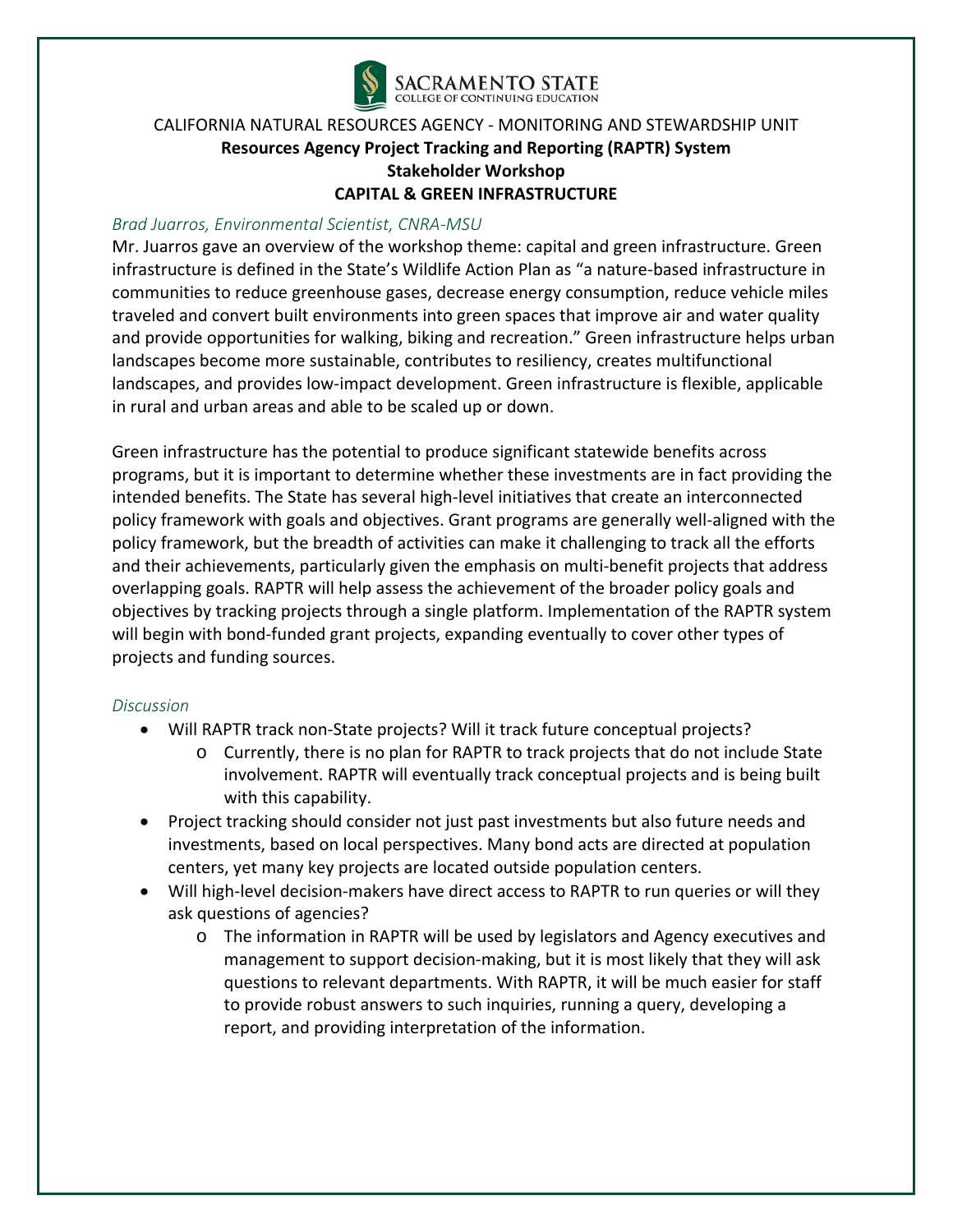CALIFORNIA NATURAL RESOURCES AGENCY - MONITORING AND STEWARDSHIP UNIT

**Resources Agency Project Tracking and Reporting (RAPTR) System**

**Stakeholder Workshop**

**CAPITAL & GREEN INFRASTRUCTURE**

*Brad Juarros, Environmental Scientist, CNRA-MSU*

Mr. Juarros gave an overview of the workshop theme: capital and green infrastructure. Green infrastructure is defined in the State's Wildlife Action Plan as "a nature-based infrastructure in communities to reduce greenhouse gases, decrease energy consumption, reduce vehicle miles traveled and convert built environments into green spaces that improve air and water quality and provide opportunities for walking, biking and recreation." Green infrastructure helps urban landscapes become more sustainable, contributes to resiliency, creates multifunctional landscapes, and provides low-impact development. Green infrastructure is flexible, applicable in rural and urban areas and able to be scaled up or down.

Green infrastructure has the potential to produce significant statewide benefits across programs, but it is important to determine whether these investments are in fact providing the intended benefits. The State has several high-level initiatives that create an interconnected policy framework with goals and objectives. Grant programs are generally well-aligned with the policy framework, but the breadth of activities can make it challenging to track all the efforts and their achievements, particularly given the emphasis on multi-benefit projects that address overlapping goals. RAPTR will help assess the achievement of the broader policy goals and objectives by tracking projects through a single platform. Implementation of the RAPTR system will begin with bond-funded grant projects, expanding eventually to cover other types of projects and funding sources.

*Discussion*

- Will RAPTR track non-State projects? Will it track future conceptual projects?
  - Currently, there is no plan for RAPTR to track projects that do not include State involvement. RAPTR will eventually track conceptual projects and is being built with this capability.
- Project tracking should consider not just past investments but also future needs and investments, based on local perspectives. Many bond acts are directed at population centers, yet many key projects are located outside population centers.
- Will high-level decision-makers have direct access to RAPTR to run queries or will they ask questions of agencies?
  - The information in RAPTR will be used by legislators and Agency executives and management to support decision-making, but it is most likely that they will ask questions to relevant departments. With RAPTR, it will be much easier for staff to provide robust answers to such inquiries, running a query, developing a report, and providing interpretation of the information.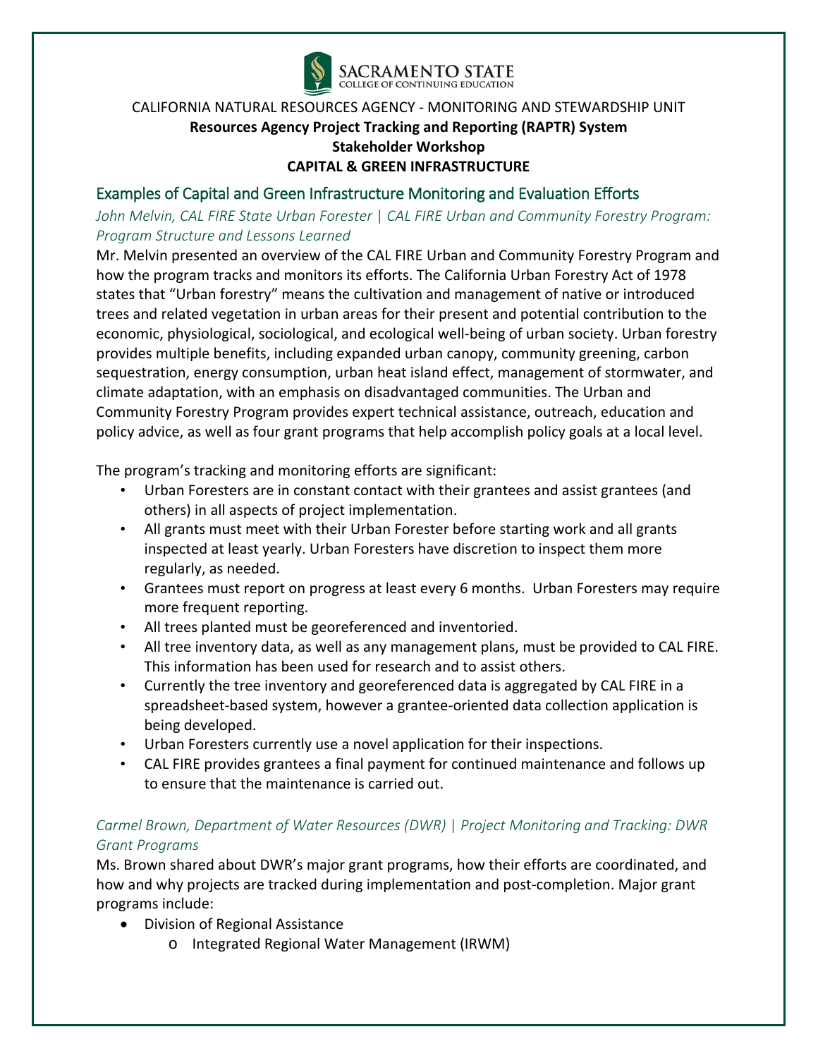CALIFORNIA NATURAL RESOURCES AGENCY - MONITORING AND STEWARDSHIP UNIT

**Resources Agency Project Tracking and Reporting (RAPTR) System**

**Stakeholder Workshop**

**CAPITAL & GREEN INFRASTRUCTURE**

## Examples of Capital and Green Infrastructure Monitoring and Evaluation Efforts

*John Melvin, CAL FIRE State Urban Forester | CAL FIRE Urban and Community Forestry Program: Program Structure and Lessons Learned*

Mr. Melvin presented an overview of the CAL FIRE Urban and Community Forestry Program and how the program tracks and monitors its efforts. The California Urban Forestry Act of 1978 states that "Urban forestry" means the cultivation and management of native or introduced trees and related vegetation in urban areas for their present and potential contribution to the economic, physiological, sociological, and ecological well-being of urban society. Urban forestry provides multiple benefits, including expanded urban canopy, community greening, carbon sequestration, energy consumption, urban heat island effect, management of stormwater, and climate adaptation, with an emphasis on disadvantaged communities. The Urban and Community Forestry Program provides expert technical assistance, outreach, education and policy advice, as well as four grant programs that help accomplish policy goals at a local level.

The program's tracking and monitoring efforts are significant:

- Urban Foresters are in constant contact with their grantees and assist grantees (and others) in all aspects of project implementation.
- All grants must meet with their Urban Forester before starting work and all grants inspected at least yearly. Urban Foresters have discretion to inspect them more regularly, as needed.
- Grantees must report on progress at least every 6 months. Urban Foresters may require more frequent reporting.
- All trees planted must be georeferenced and inventoried.
- All tree inventory data, as well as any management plans, must be provided to CAL FIRE. This information has been used for research and to assist others.
- Currently the tree inventory and georeferenced data is aggregated by CAL FIRE in a spreadsheet-based system, however a grantee-oriented data collection application is being developed.
- Urban Foresters currently use a novel application for their inspections.
- CAL FIRE provides grantees a final payment for continued maintenance and follows up to ensure that the maintenance is carried out.

*Carmel Brown, Department of Water Resources (DWR) | Project Monitoring and Tracking: DWR Grant Programs*

Ms. Brown shared about DWR's major grant programs, how their efforts are coordinated, and how and why projects are tracked during implementation and post-completion. Major grant programs include:

- Division of Regional Assistance
  - Integrated Regional Water Management (IRWM)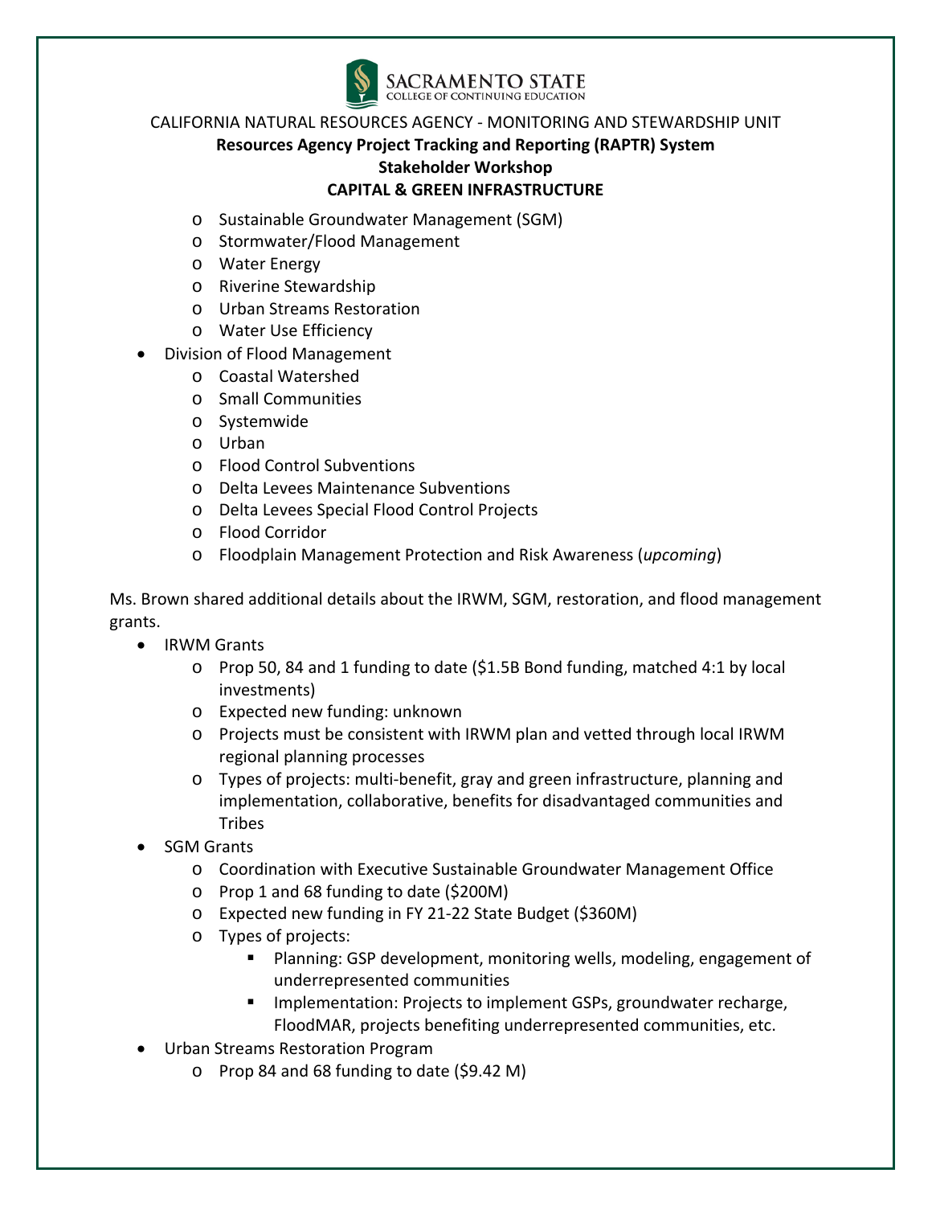CALIFORNIA NATURAL RESOURCES AGENCY - MONITORING AND STEWARDSHIP UNIT

**Resources Agency Project Tracking and Reporting (RAPTR) System**

**Stakeholder Workshop**

**CAPITAL & GREEN INFRASTRUCTURE**

  - Sustainable Groundwater Management (SGM)
  - Stormwater/Flood Management
  - Water Energy
  - Riverine Stewardship
  - Urban Streams Restoration
  - Water Use Efficiency
- Division of Flood Management
  - Coastal Watershed
  - Small Communities
  - Systemwide
  - Urban
  - Flood Control Subventions
  - Delta Levees Maintenance Subventions
  - Delta Levees Special Flood Control Projects
  - Flood Corridor
  - Floodplain Management Protection and Risk Awareness (*upcoming*)

Ms. Brown shared additional details about the IRWM, SGM, restoration, and flood management grants.

- IRWM Grants
  - Prop 50, 84 and 1 funding to date ($1.5B Bond funding, matched 4:1 by local investments)
  - Expected new funding: unknown
  - Projects must be consistent with IRWM plan and vetted through local IRWM regional planning processes
  - Types of projects: multi-benefit, gray and green infrastructure, planning and implementation, collaborative, benefits for disadvantaged communities and Tribes
- SGM Grants
  - Coordination with Executive Sustainable Groundwater Management Office
  - Prop 1 and 68 funding to date ($200M)
  - Expected new funding in FY 21-22 State Budget ($360M)
  - Types of projects:
    - Planning: GSP development, monitoring wells, modeling, engagement of underrepresented communities
    - Implementation: Projects to implement GSPs, groundwater recharge, FloodMAR, projects benefiting underrepresented communities, etc.
- Urban Streams Restoration Program
  - Prop 84 and 68 funding to date ($9.42 M)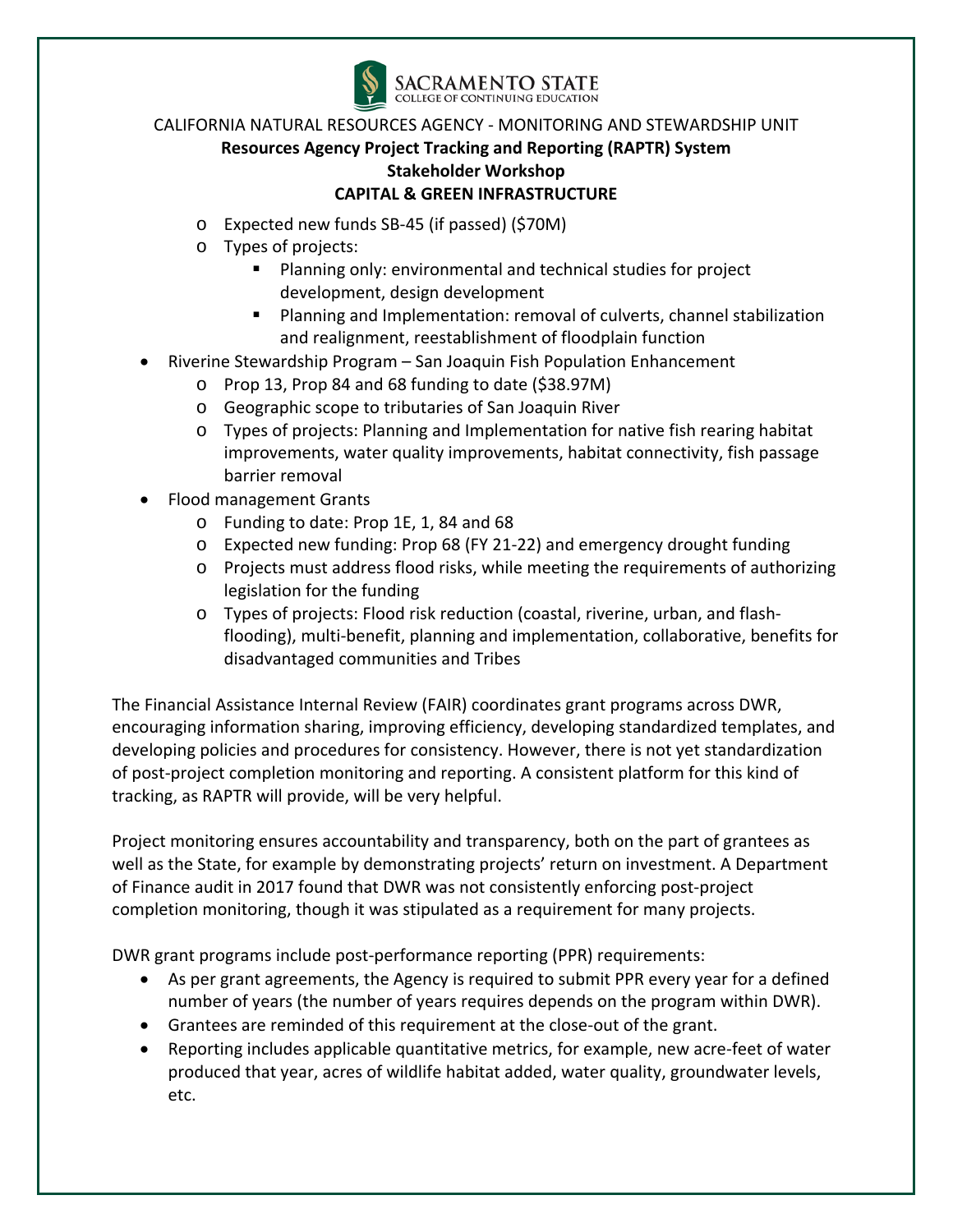- Expected new funds SB-45 (if passed) ($70M)
    - Types of projects:
        - Planning only: environmental and technical studies for project development, design development
        - Planning and Implementation: removal of culverts, channel stabilization and realignment, reestablishment of floodplain function
- Riverine Stewardship Program – San Joaquin Fish Population Enhancement
    - Prop 13, Prop 84 and 68 funding to date ($38.97M)
    - Geographic scope to tributaries of San Joaquin River
    - Types of projects: Planning and Implementation for native fish rearing habitat improvements, water quality improvements, habitat connectivity, fish passage barrier removal
- Flood management Grants
    - Funding to date: Prop 1E, 1, 84 and 68
    - Expected new funding: Prop 68 (FY 21-22) and emergency drought funding
    - Projects must address flood risks, while meeting the requirements of authorizing legislation for the funding
    - Types of projects: Flood risk reduction (coastal, riverine, urban, and flash-flooding), multi-benefit, planning and implementation, collaborative, benefits for disadvantaged communities and Tribes

The Financial Assistance Internal Review (FAIR) coordinates grant programs across DWR, encouraging information sharing, improving efficiency, developing standardized templates, and developing policies and procedures for consistency. However, there is not yet standardization of post-project completion monitoring and reporting. A consistent platform for this kind of tracking, as RAPTR will provide, will be very helpful.

Project monitoring ensures accountability and transparency, both on the part of grantees as well as the State, for example by demonstrating projects' return on investment. A Department of Finance audit in 2017 found that DWR was not consistently enforcing post-project completion monitoring, though it was stipulated as a requirement for many projects.

DWR grant programs include post-performance reporting (PPR) requirements:

- As per grant agreements, the Agency is required to submit PPR every year for a defined number of years (the number of years requires depends on the program within DWR).
- Grantees are reminded of this requirement at the close-out of the grant.
- Reporting includes applicable quantitative metrics, for example, new acre-feet of water produced that year, acres of wildlife habitat added, water quality, groundwater levels, etc.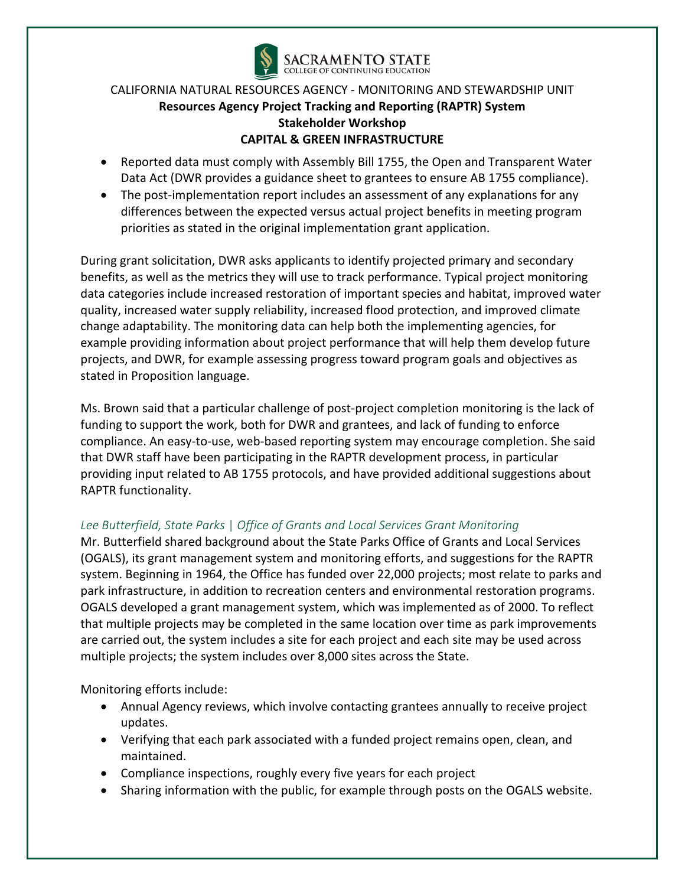- Reported data must comply with Assembly Bill 1755, the Open and Transparent Water Data Act (DWR provides a guidance sheet to grantees to ensure AB 1755 compliance).
- The post-implementation report includes an assessment of any explanations for any differences between the expected versus actual project benefits in meeting program priorities as stated in the original implementation grant application.

During grant solicitation, DWR asks applicants to identify projected primary and secondary benefits, as well as the metrics they will use to track performance. Typical project monitoring data categories include increased restoration of important species and habitat, improved water quality, increased water supply reliability, increased flood protection, and improved climate change adaptability. The monitoring data can help both the implementing agencies, for example providing information about project performance that will help them develop future projects, and DWR, for example assessing progress toward program goals and objectives as stated in Proposition language.

Ms. Brown said that a particular challenge of post-project completion monitoring is the lack of funding to support the work, both for DWR and grantees, and lack of funding to enforce compliance. An easy-to-use, web-based reporting system may encourage completion. She said that DWR staff have been participating in the RAPTR development process, in particular providing input related to AB 1755 protocols, and have provided additional suggestions about RAPTR functionality.

*Lee Butterfield, State Parks | Office of Grants and Local Services Grant Monitoring*

Mr. Butterfield shared background about the State Parks Office of Grants and Local Services (OGALS), its grant management system and monitoring efforts, and suggestions for the RAPTR system. Beginning in 1964, the Office has funded over 22,000 projects; most relate to parks and park infrastructure, in addition to recreation centers and environmental restoration programs. OGALS developed a grant management system, which was implemented as of 2000. To reflect that multiple projects may be completed in the same location over time as park improvements are carried out, the system includes a site for each project and each site may be used across multiple projects; the system includes over 8,000 sites across the State.

Monitoring efforts include:

- Annual Agency reviews, which involve contacting grantees annually to receive project updates.
- Verifying that each park associated with a funded project remains open, clean, and maintained.
- Compliance inspections, roughly every five years for each project
- Sharing information with the public, for example through posts on the OGALS website.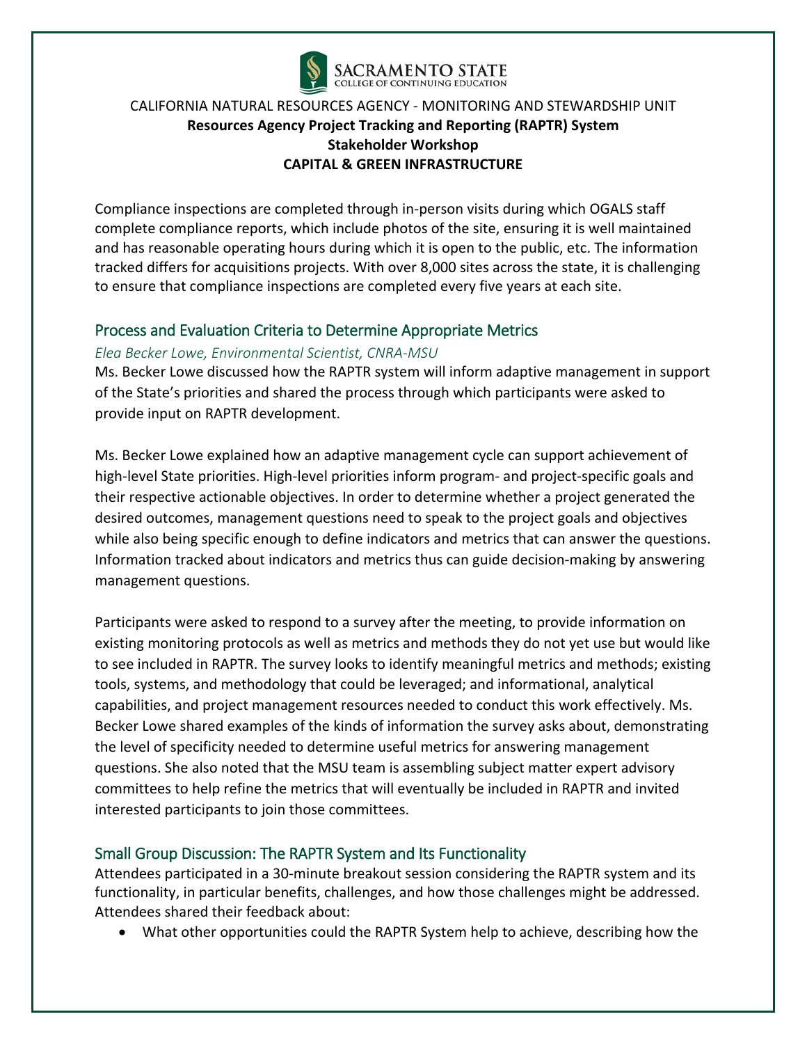CALIFORNIA NATURAL RESOURCES AGENCY - MONITORING AND STEWARDSHIP UNIT

**Resources Agency Project Tracking and Reporting (RAPTR) System**

**Stakeholder Workshop**

**CAPITAL & GREEN INFRASTRUCTURE**

Compliance inspections are completed through in-person visits during which OGALS staff complete compliance reports, which include photos of the site, ensuring it is well maintained and has reasonable operating hours during which it is open to the public, etc. The information tracked differs for acquisitions projects. With over 8,000 sites across the state, it is challenging to ensure that compliance inspections are completed every five years at each site.

## Process and Evaluation Criteria to Determine Appropriate Metrics

*Elea Becker Lowe, Environmental Scientist, CNRA-MSU*

Ms. Becker Lowe discussed how the RAPTR system will inform adaptive management in support of the State's priorities and shared the process through which participants were asked to provide input on RAPTR development.

Ms. Becker Lowe explained how an adaptive management cycle can support achievement of high-level State priorities. High-level priorities inform program- and project-specific goals and their respective actionable objectives. In order to determine whether a project generated the desired outcomes, management questions need to speak to the project goals and objectives while also being specific enough to define indicators and metrics that can answer the questions. Information tracked about indicators and metrics thus can guide decision-making by answering management questions.

Participants were asked to respond to a survey after the meeting, to provide information on existing monitoring protocols as well as metrics and methods they do not yet use but would like to see included in RAPTR. The survey looks to identify meaningful metrics and methods; existing tools, systems, and methodology that could be leveraged; and informational, analytical capabilities, and project management resources needed to conduct this work effectively. Ms. Becker Lowe shared examples of the kinds of information the survey asks about, demonstrating the level of specificity needed to determine useful metrics for answering management questions. She also noted that the MSU team is assembling subject matter expert advisory committees to help refine the metrics that will eventually be included in RAPTR and invited interested participants to join those committees.

## Small Group Discussion: The RAPTR System and Its Functionality

Attendees participated in a 30-minute breakout session considering the RAPTR system and its functionality, in particular benefits, challenges, and how those challenges might be addressed. Attendees shared their feedback about:

- What other opportunities could the RAPTR System help to achieve, describing how the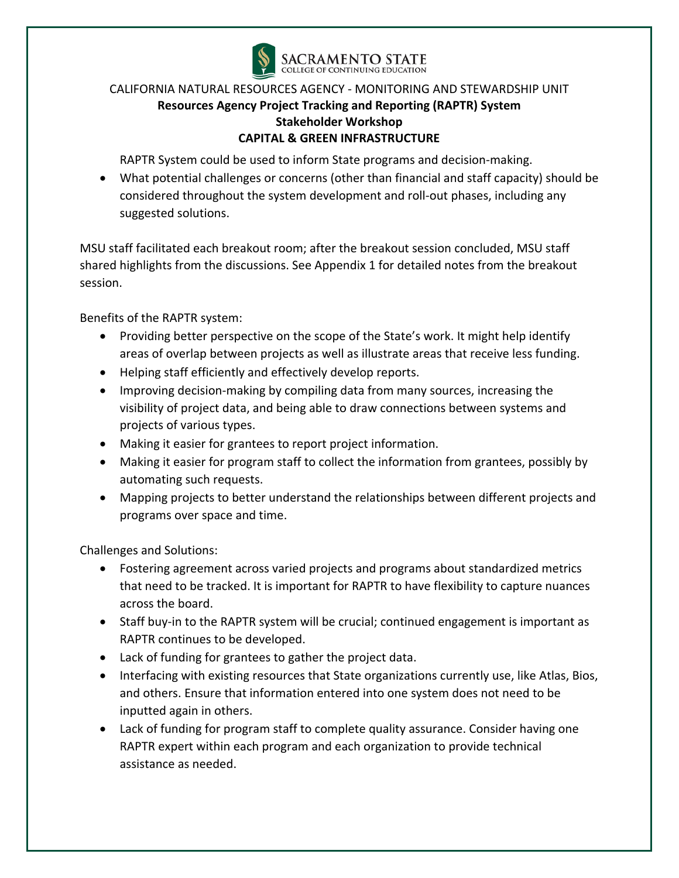RAPTR System could be used to inform State programs and decision-making.

- What potential challenges or concerns (other than financial and staff capacity) should be considered throughout the system development and roll-out phases, including any suggested solutions.

MSU staff facilitated each breakout room; after the breakout session concluded, MSU staff shared highlights from the discussions. See Appendix 1 for detailed notes from the breakout session.

Benefits of the RAPTR system:

- Providing better perspective on the scope of the State's work. It might help identify areas of overlap between projects as well as illustrate areas that receive less funding.
- Helping staff efficiently and effectively develop reports.
- Improving decision-making by compiling data from many sources, increasing the visibility of project data, and being able to draw connections between systems and projects of various types.
- Making it easier for grantees to report project information.
- Making it easier for program staff to collect the information from grantees, possibly by automating such requests.
- Mapping projects to better understand the relationships between different projects and programs over space and time.

Challenges and Solutions:

- Fostering agreement across varied projects and programs about standardized metrics that need to be tracked. It is important for RAPTR to have flexibility to capture nuances across the board.
- Staff buy-in to the RAPTR system will be crucial; continued engagement is important as RAPTR continues to be developed.
- Lack of funding for grantees to gather the project data.
- Interfacing with existing resources that State organizations currently use, like Atlas, Bios, and others. Ensure that information entered into one system does not need to be inputted again in others.
- Lack of funding for program staff to complete quality assurance. Consider having one RAPTR expert within each program and each organization to provide technical assistance as needed.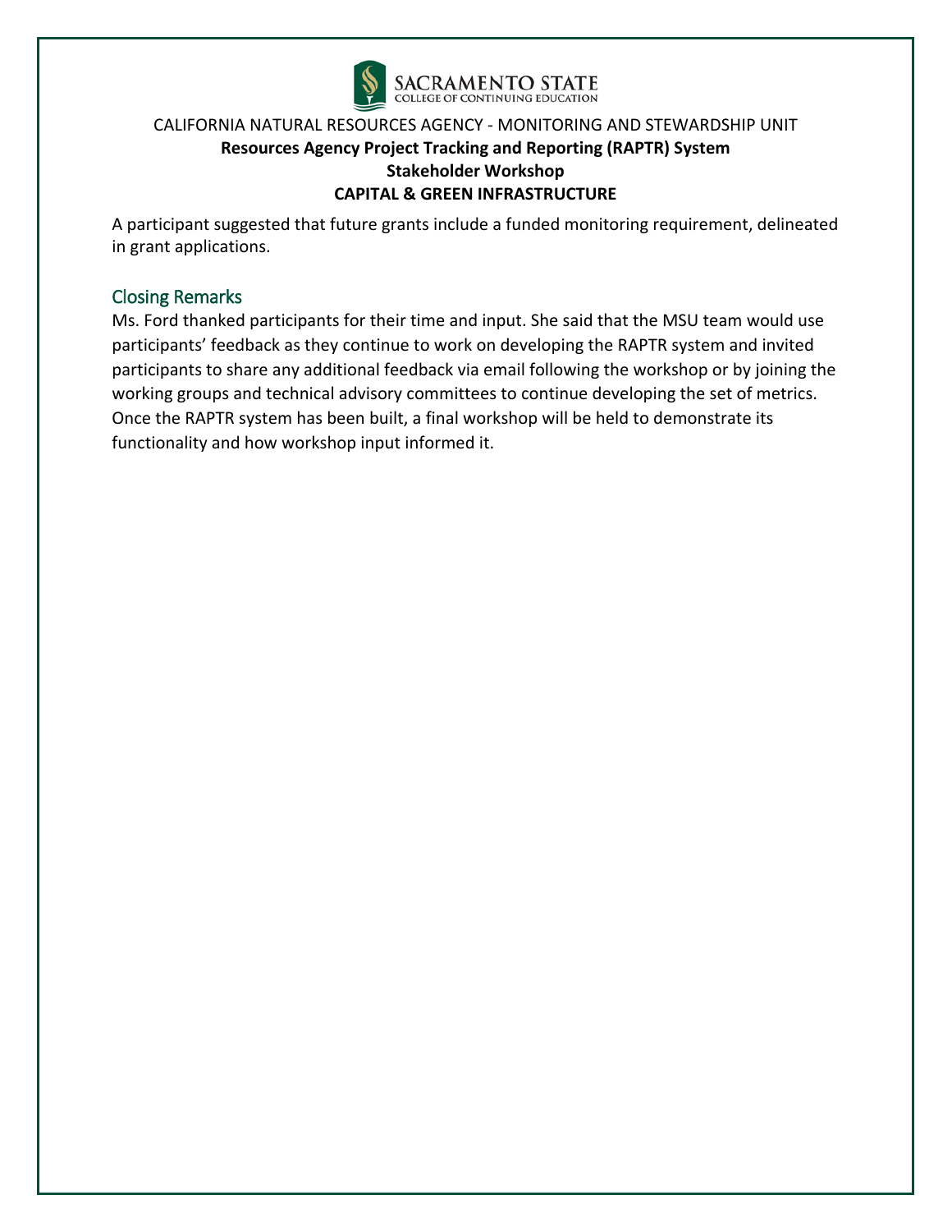A participant suggested that future grants include a funded monitoring requirement, delineated in grant applications.

## Closing Remarks

Ms. Ford thanked participants for their time and input. She said that the MSU team would use participants' feedback as they continue to work on developing the RAPTR system and invited participants to share any additional feedback via email following the workshop or by joining the working groups and technical advisory committees to continue developing the set of metrics. Once the RAPTR system has been built, a final workshop will be held to demonstrate its functionality and how workshop input informed it.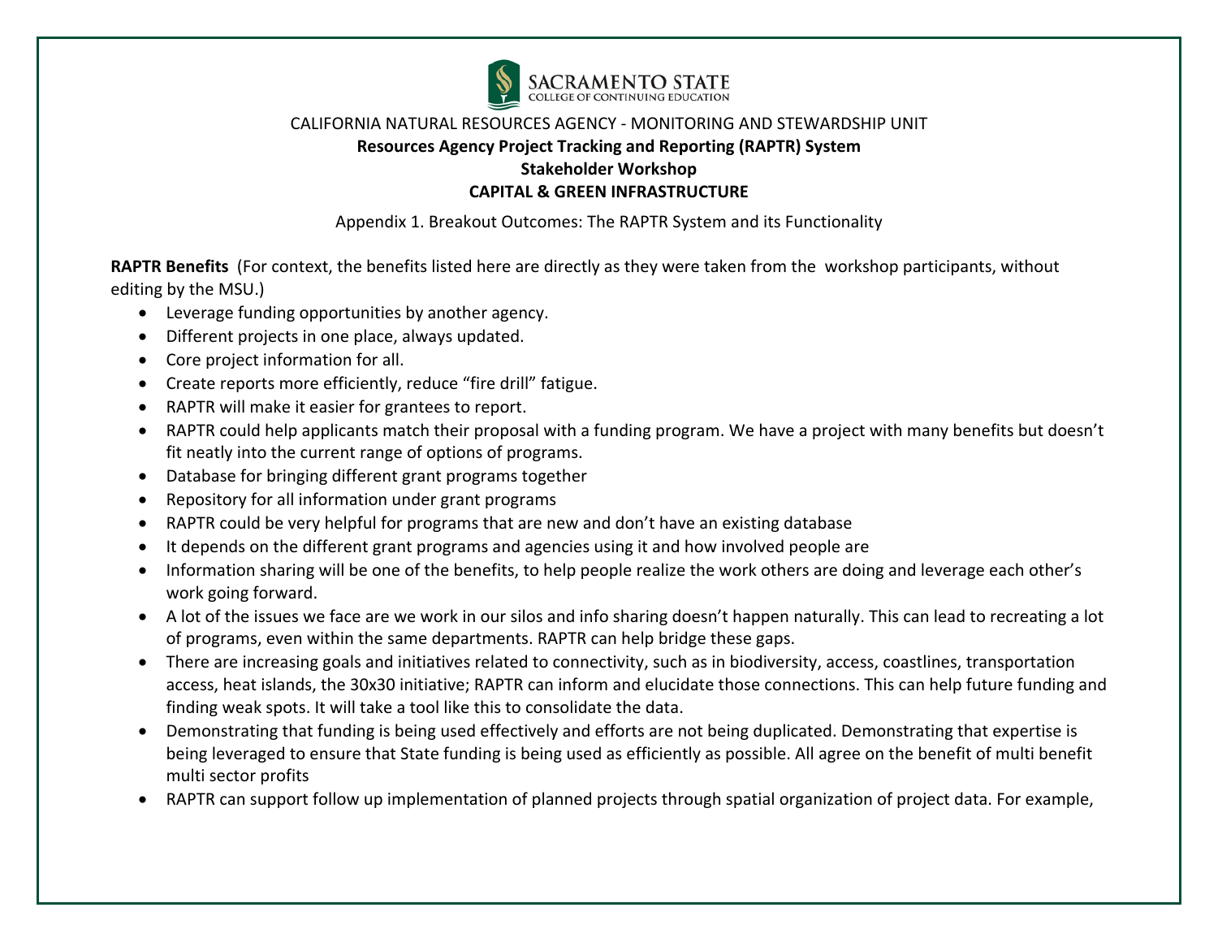SACRAMENTO STATE
COLLEGE OF CONTINUING EDUCATION

CALIFORNIA NATURAL RESOURCES AGENCY - MONITORING AND STEWARDSHIP UNIT

**Resources Agency Project Tracking and Reporting (RAPTR) System**

**Stakeholder Workshop**

**CAPITAL & GREEN INFRASTRUCTURE**

Appendix 1. Breakout Outcomes: The RAPTR System and its Functionality

**RAPTR Benefits** (For context, the benefits listed here are directly as they were taken from the workshop participants, without editing by the MSU.)

- Leverage funding opportunities by another agency.
- Different projects in one place, always updated.
- Core project information for all.
- Create reports more efficiently, reduce "fire drill" fatigue.
- RAPTR will make it easier for grantees to report.
- RAPTR could help applicants match their proposal with a funding program. We have a project with many benefits but doesn't fit neatly into the current range of options of programs.
- Database for bringing different grant programs together
- Repository for all information under grant programs
- RAPTR could be very helpful for programs that are new and don't have an existing database
- It depends on the different grant programs and agencies using it and how involved people are
- Information sharing will be one of the benefits, to help people realize the work others are doing and leverage each other's work going forward.
- A lot of the issues we face are we work in our silos and info sharing doesn't happen naturally. This can lead to recreating a lot of programs, even within the same departments. RAPTR can help bridge these gaps.
- There are increasing goals and initiatives related to connectivity, such as in biodiversity, access, coastlines, transportation access, heat islands, the 30x30 initiative; RAPTR can inform and elucidate those connections. This can help future funding and finding weak spots. It will take a tool like this to consolidate the data.
- Demonstrating that funding is being used effectively and efforts are not being duplicated. Demonstrating that expertise is being leveraged to ensure that State funding is being used as efficiently as possible. All agree on the benefit of multi benefit multi sector profits
- RAPTR can support follow up implementation of planned projects through spatial organization of project data. For example,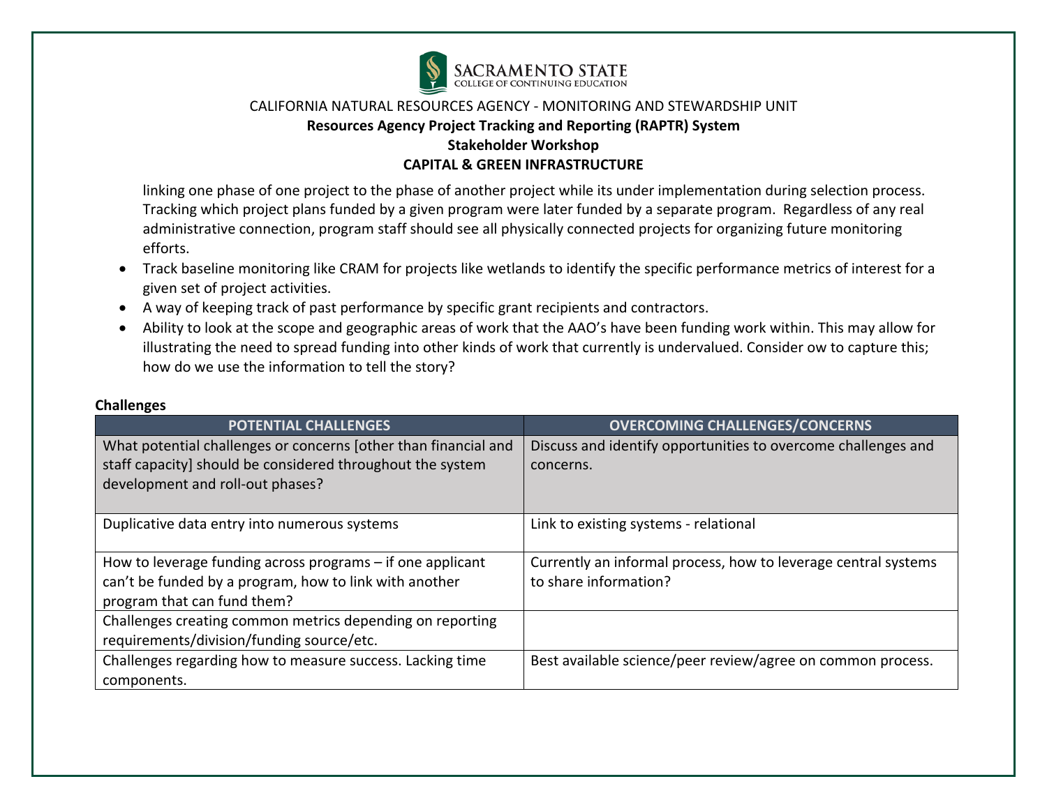linking one phase of one project to the phase of another project while its under implementation during selection process. Tracking which project plans funded by a given program were later funded by a separate program. Regardless of any real administrative connection, program staff should see all physically connected projects for organizing future monitoring efforts.

- Track baseline monitoring like CRAM for projects like wetlands to identify the specific performance metrics of interest for a given set of project activities.
- A way of keeping track of past performance by specific grant recipients and contractors.
- Ability to look at the scope and geographic areas of work that the AAO's have been funding work within. This may allow for illustrating the need to spread funding into other kinds of work that currently is undervalued. Consider ow to capture this; how do we use the information to tell the story?

**Challenges**

| POTENTIAL CHALLENGES | OVERCOMING CHALLENGES/CONCERNS |
|---|---|
| What potential challenges or concerns [other than financial and staff capacity] should be considered throughout the system development and roll-out phases? | Discuss and identify opportunities to overcome challenges and concerns. |
| Duplicative data entry into numerous systems | Link to existing systems - relational |
| How to leverage funding across programs – if one applicant can't be funded by a program, how to link with another program that can fund them? | Currently an informal process, how to leverage central systems to share information? |
| Challenges creating common metrics depending on reporting requirements/division/funding source/etc. | |
| Challenges regarding how to measure success. Lacking time components. | Best available science/peer review/agree on common process. |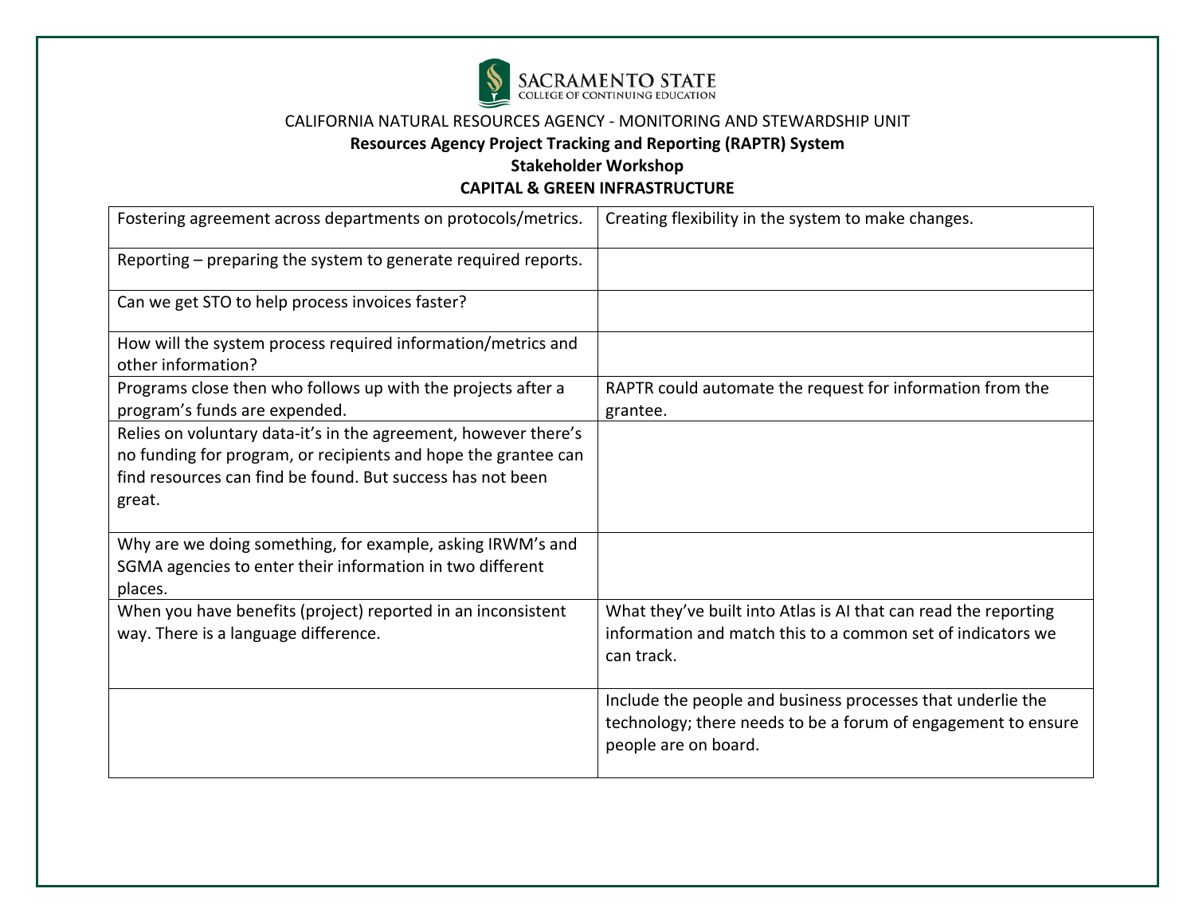SACRAMENTO STATE
COLLEGE OF CONTINUING EDUCATION

CALIFORNIA NATURAL RESOURCES AGENCY - MONITORING AND STEWARDSHIP UNIT

**Resources Agency Project Tracking and Reporting (RAPTR) System**

**Stakeholder Workshop**

**CAPITAL & GREEN INFRASTRUCTURE**

| | |
|---|---|
| Fostering agreement across departments on protocols/metrics. | Creating flexibility in the system to make changes. |
| Reporting – preparing the system to generate required reports. | |
| Can we get STO to help process invoices faster? | |
| How will the system process required information/metrics and other information? | |
| Programs close then who follows up with the projects after a program's funds are expended. | RAPTR could automate the request for information from the grantee. |
| Relies on voluntary data-it's in the agreement, however there's no funding for program, or recipients and hope the grantee can find resources can find be found. But success has not been great. | |
| Why are we doing something, for example, asking IRWM's and SGMA agencies to enter their information in two different places. | |
| When you have benefits (project) reported in an inconsistent way. There is a language difference. | What they've built into Atlas is AI that can read the reporting information and match this to a common set of indicators we can track. |
| | Include the people and business processes that underlie the technology; there needs to be a forum of engagement to ensure people are on board. |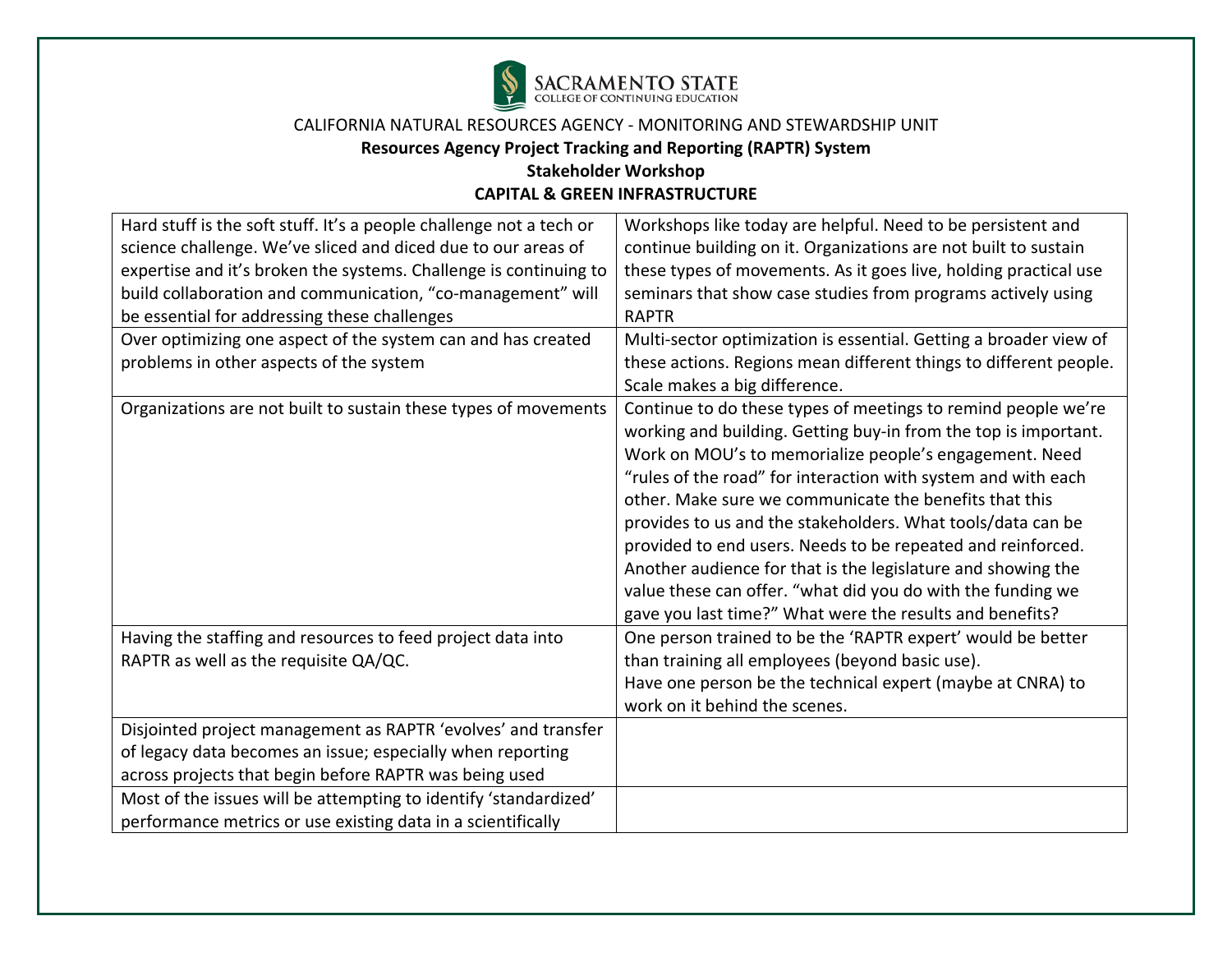SACRAMENTO STATE
COLLEGE OF CONTINUING EDUCATION

CALIFORNIA NATURAL RESOURCES AGENCY - MONITORING AND STEWARDSHIP UNIT

**Resources Agency Project Tracking and Reporting (RAPTR) System**

**Stakeholder Workshop**

**CAPITAL & GREEN INFRASTRUCTURE**

| | |
|---|---|
| Hard stuff is the soft stuff. It's a people challenge not a tech or science challenge. We've sliced and diced due to our areas of expertise and it's broken the systems. Challenge is continuing to build collaboration and communication, "co-management" will be essential for addressing these challenges | Workshops like today are helpful. Need to be persistent and continue building on it. Organizations are not built to sustain these types of movements. As it goes live, holding practical use seminars that show case studies from programs actively using RAPTR |
| Over optimizing one aspect of the system can and has created problems in other aspects of the system | Multi-sector optimization is essential. Getting a broader view of these actions. Regions mean different things to different people. Scale makes a big difference. |
| Organizations are not built to sustain these types of movements | Continue to do these types of meetings to remind people we're working and building. Getting buy-in from the top is important. Work on MOU's to memorialize people's engagement. Need "rules of the road" for interaction with system and with each other. Make sure we communicate the benefits that this provides to us and the stakeholders. What tools/data can be provided to end users. Needs to be repeated and reinforced. Another audience for that is the legislature and showing the value these can offer. "what did you do with the funding we gave you last time?" What were the results and benefits? |
| Having the staffing and resources to feed project data into RAPTR as well as the requisite QA/QC. | One person trained to be the 'RAPTR expert' would be better than training all employees (beyond basic use).<br>Have one person be the technical expert (maybe at CNRA) to work on it behind the scenes. |
| Disjointed project management as RAPTR 'evolves' and transfer of legacy data becomes an issue; especially when reporting across projects that begin before RAPTR was being used | |
| Most of the issues will be attempting to identify 'standardized' performance metrics or use existing data in a scientifically | |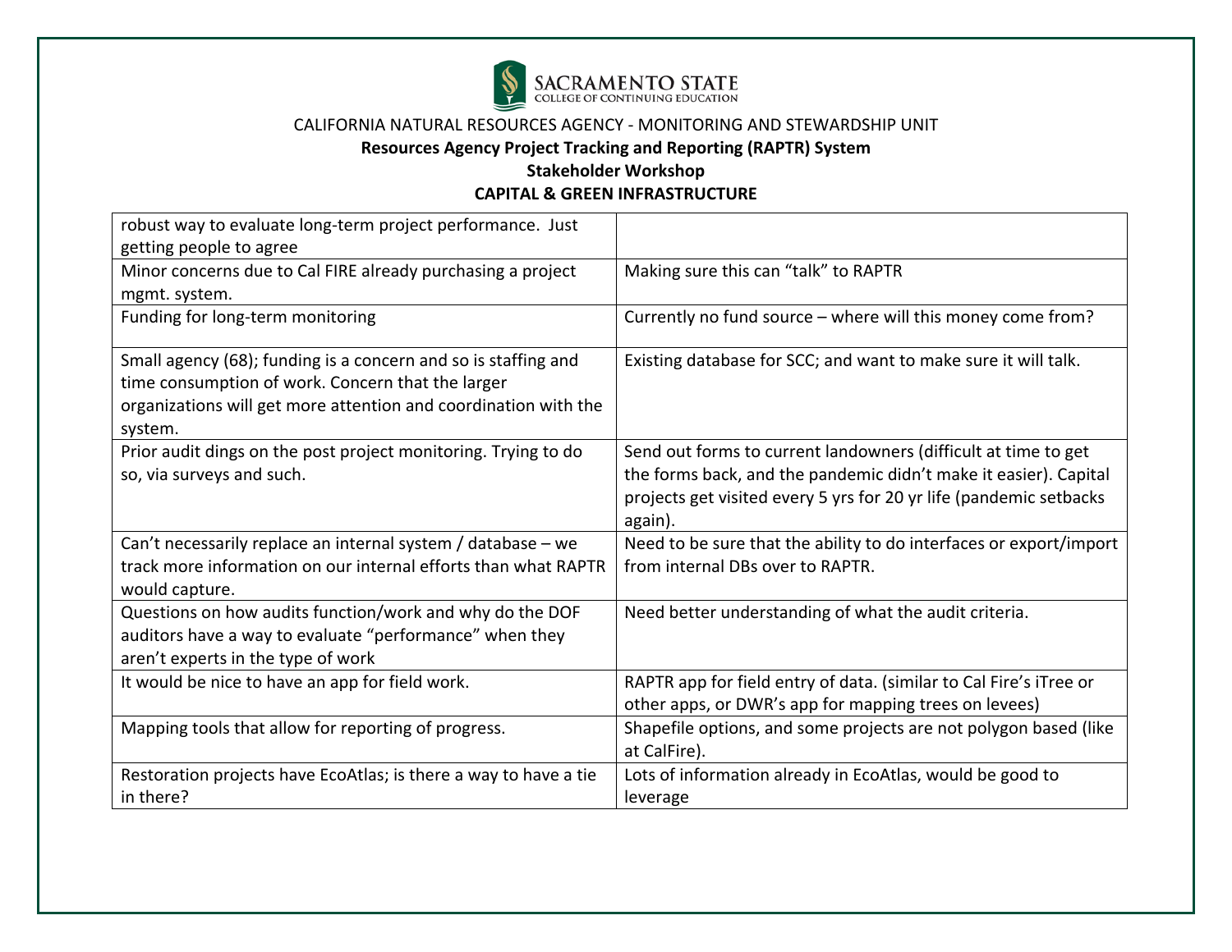SACRAMENTO STATE
COLLEGE OF CONTINUING EDUCATION

CALIFORNIA NATURAL RESOURCES AGENCY - MONITORING AND STEWARDSHIP UNIT

**Resources Agency Project Tracking and Reporting (RAPTR) System**

**Stakeholder Workshop**

**CAPITAL & GREEN INFRASTRUCTURE**

| | |
|---|---|
| robust way to evaluate long-term project performance. Just getting people to agree | |
| Minor concerns due to Cal FIRE already purchasing a project mgmt. system. | Making sure this can "talk" to RAPTR |
| Funding for long-term monitoring | Currently no fund source – where will this money come from? |
| Small agency (68); funding is a concern and so is staffing and time consumption of work. Concern that the larger organizations will get more attention and coordination with the system. | Existing database for SCC; and want to make sure it will talk. |
| Prior audit dings on the post project monitoring. Trying to do so, via surveys and such. | Send out forms to current landowners (difficult at time to get the forms back, and the pandemic didn't make it easier). Capital projects get visited every 5 yrs for 20 yr life (pandemic setbacks again). |
| Can't necessarily replace an internal system / database – we track more information on our internal efforts than what RAPTR would capture. | Need to be sure that the ability to do interfaces or export/import from internal DBs over to RAPTR. |
| Questions on how audits function/work and why do the DOF auditors have a way to evaluate "performance" when they aren't experts in the type of work | Need better understanding of what the audit criteria. |
| It would be nice to have an app for field work. | RAPTR app for field entry of data. (similar to Cal Fire's iTree or other apps, or DWR's app for mapping trees on levees) |
| Mapping tools that allow for reporting of progress. | Shapefile options, and some projects are not polygon based (like at CalFire). |
| Restoration projects have EcoAtlas; is there a way to have a tie in there? | Lots of information already in EcoAtlas, would be good to leverage |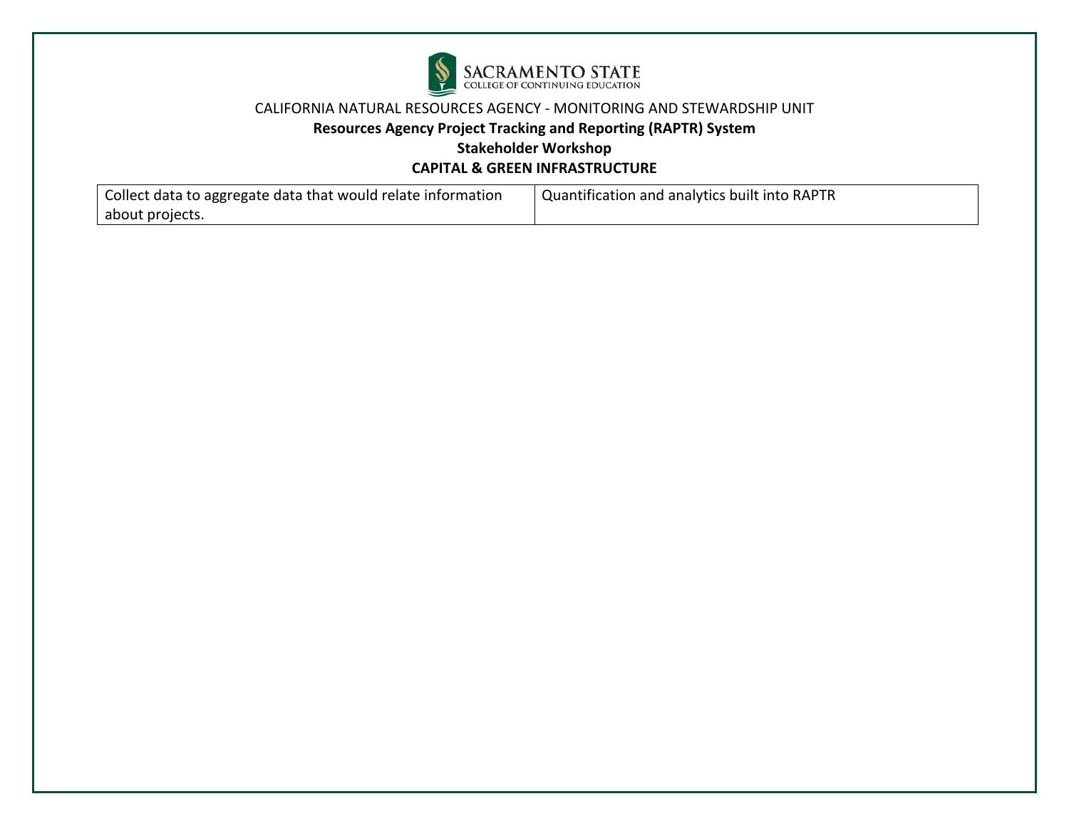SACRAMENTO STATE
COLLEGE OF CONTINUING EDUCATION

CALIFORNIA NATURAL RESOURCES AGENCY - MONITORING AND STEWARDSHIP UNIT

**Resources Agency Project Tracking and Reporting (RAPTR) System**

**Stakeholder Workshop**

**CAPITAL & GREEN INFRASTRUCTURE**

| | |
|---|---|
| Collect data to aggregate data that would relate information about projects. | Quantification and analytics built into RAPTR |